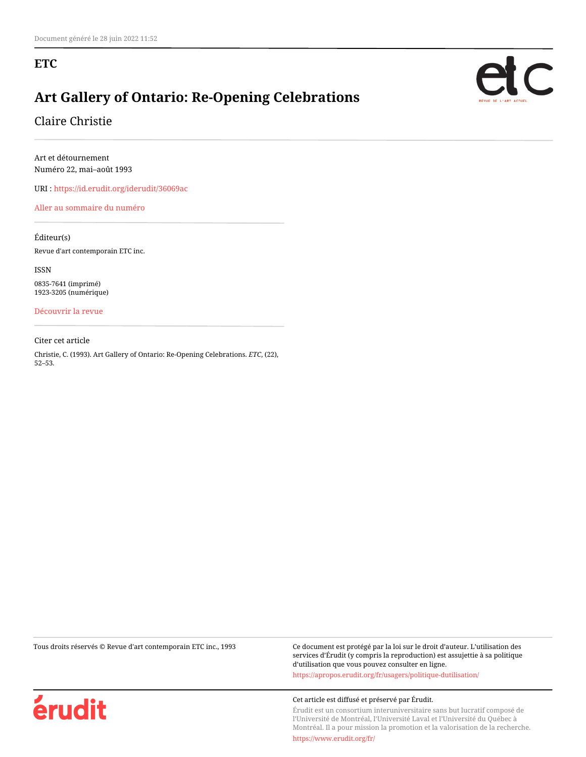Document généré le 28 juin 2022 11:52

**ETC**

# Art Gallery of Ontario: Re-Opening Celebrations

Claire Christie

Art et détournement
Numéro 22, mai–août 1993

URI : https://id.erudit.org/iderudit/36069ac

Aller au sommaire du numéro

Éditeur(s)

Revue d'art contemporain ETC inc.

ISSN

0835-7641 (imprimé)
1923-3205 (numérique)

Découvrir la revue

Citer cet article

Christie, C. (1993). Art Gallery of Ontario: Re-Opening Celebrations. *ETC*, (22), 52–53.

Tous droits réservés © Revue d'art contemporain ETC inc., 1993

Ce document est protégé par la loi sur le droit d'auteur. L'utilisation des services d'Érudit (y compris la reproduction) est assujettie à sa politique d'utilisation que vous pouvez consulter en ligne.

https://apropos.erudit.org/fr/usagers/politique-dutilisation/

Cet article est diffusé et préservé par Érudit.

Érudit est un consortium interuniversitaire sans but lucratif composé de l'Université de Montréal, l'Université Laval et l'Université du Québec à Montréal. Il a pour mission la promotion et la valorisation de la recherche.

https://www.erudit.org/fr/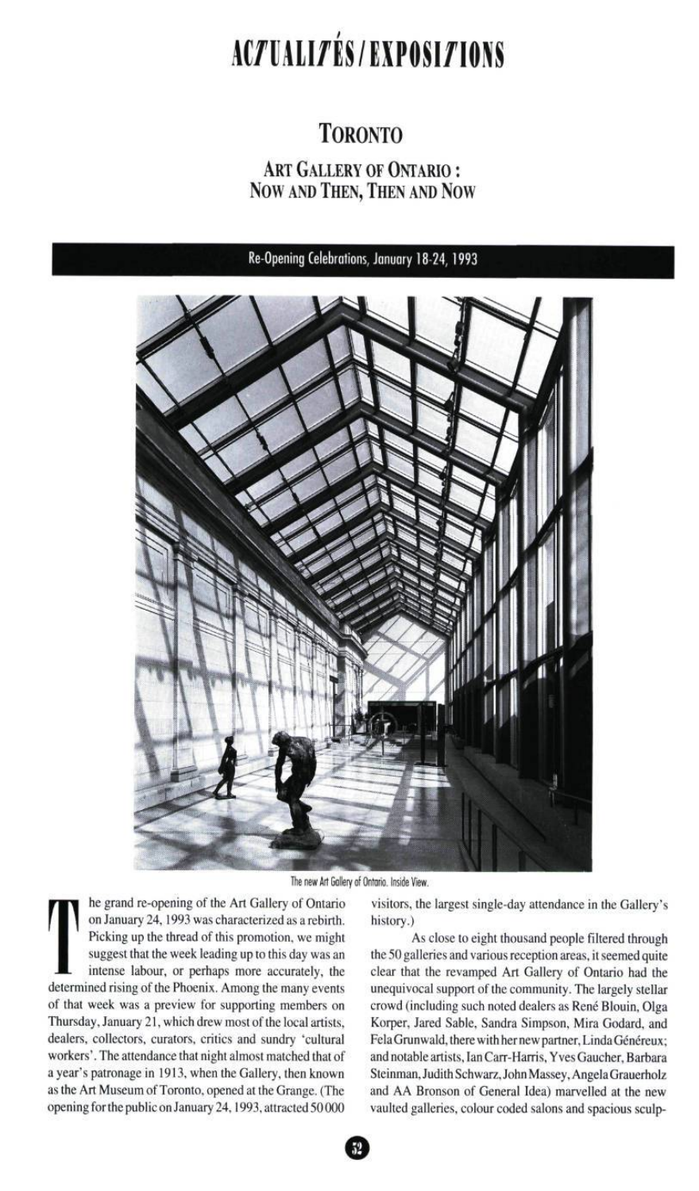# ACTUALITÉS/EXPOSITIONS

## TORONTO

### ART GALLERY OF ONTARIO : NOW AND THEN, THEN AND NOW

**Re-Opening Celebrations, January 18-24, 1993**

The new Art Gallery of Ontario. Inside View.

The grand re-opening of the Art Gallery of Ontario on January 24, 1993 was characterized as a rebirth. Picking up the thread of this promotion, we might suggest that the week leading up to this day was an intense labour, or perhaps more accurately, the determined rising of the Phoenix. Among the many events of that week was a preview for supporting members on Thursday, January 21, which drew most of the local artists, dealers, collectors, curators, critics and sundry 'cultural workers'. The attendance that night almost matched that of a year's patronage in 1913, when the Gallery, then known as the Art Museum of Toronto, opened at the Grange. (The opening for the public on January 24, 1993, attracted 50 000 visitors, the largest single-day attendance in the Gallery's history.)

As close to eight thousand people filtered through the 50 galleries and various reception areas, it seemed quite clear that the revamped Art Gallery of Ontario had the unequivocal support of the community. The largely stellar crowd (including such noted dealers as René Blouin, Olga Korper, Jared Sable, Sandra Simpson, Mira Godard, and Fela Grunwald, there with her new partner, Linda Généreux; and notable artists, Ian Carr-Harris, Yves Gaucher, Barbara Steinman, Judith Schwarz, John Massey, Angela Grauerholz and AA Bronson of General Idea) marvelled at the new vaulted galleries, colour coded salons and spacious sculp-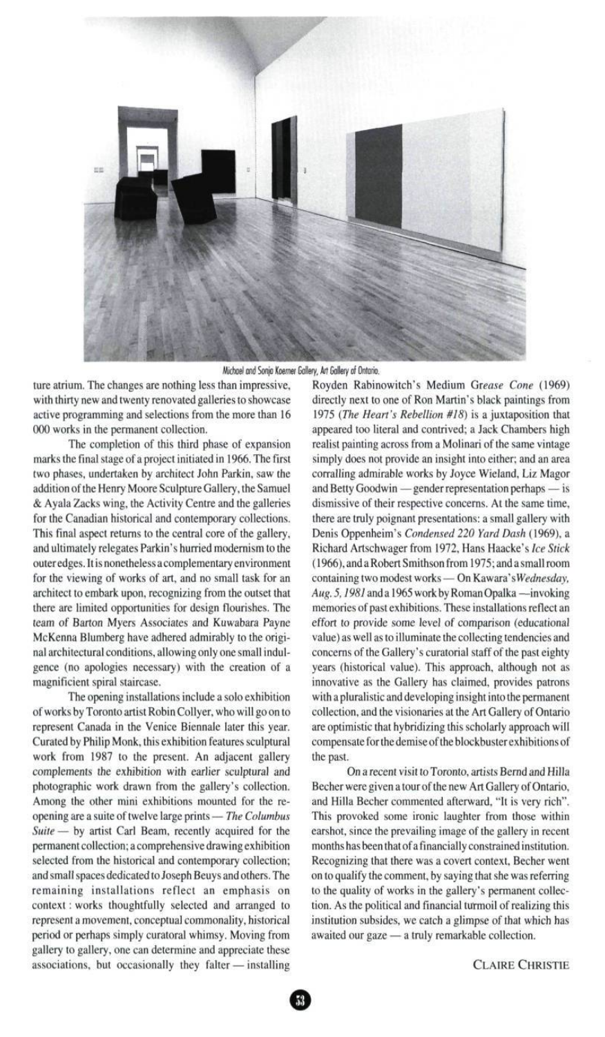Michael and Sonja Koerner Gallery, Art Gallery of Ontario.

ture atrium. The changes are nothing less than impressive, with thirty new and twenty renovated galleries to showcase active programming and selections from the more than 16 000 works in the permanent collection.

The completion of this third phase of expansion marks the final stage of a project initiated in 1966. The first two phases, undertaken by architect John Parkin, saw the addition of the Henry Moore Sculpture Gallery, the Samuel & Ayala Zacks wing, the Activity Centre and the galleries for the Canadian historical and contemporary collections. This final aspect returns to the central core of the gallery, and ultimately relegates Parkin's hurried modernism to the outer edges. It is nonetheless a complementary environment for the viewing of works of art, and no small task for an architect to embark upon, recognizing from the outset that there are limited opportunities for design flourishes. The team of Barton Myers Associates and Kuwabara Payne McKenna Blumberg have adhered admirably to the original architectural conditions, allowing only one small indulgence (no apologies necessary) with the creation of a magnificient spiral staircase.

The opening installations include a solo exhibition of works by Toronto artist Robin Collyer, who will go on to represent Canada in the Venice Biennale later this year. Curated by Philip Monk, this exhibition features sculptural work from 1987 to the present. An adjacent gallery complements the exhibition with earlier sculptural and photographic work drawn from the gallery's collection. Among the other mini exhibitions mounted for the re-opening are a suite of twelve large prints — *The Columbus Suite* — by artist Carl Beam, recently acquired for the permanent collection; a comprehensive drawing exhibition selected from the historical and contemporary collection; and small spaces dedicated to Joseph Beuys and others. The remaining installations reflect an emphasis on context : works thoughtfully selected and arranged to represent a movement, conceptual commonality, historical period or perhaps simply curatorial whimsy. Moving from gallery to gallery, one can determine and appreciate these associations, but occasionally they falter — installing Royden Rabinowitch's Medium Gr*ease Cone* (1969) directly next to one of Ron Martin's black paintings from 1975 (*The Heart's Rebellion #18*) is a juxtaposition that appeared too literal and contrived; a Jack Chambers high realist painting across from a Molinari of the same vintage simply does not provide an insight into either; and an area corralling admirable works by Joyce Wieland, Liz Magor and Betty Goodwin — gender representation perhaps — is dismissive of their respective concerns. At the same time, there are truly poignant presentations: a small gallery with Denis Oppenheim's *Condensed 220 Yard Dash* (1969), a Richard Artschwager from 1972, Hans Haacke's *Ice Stick* (1966), and a Robert Smithson from 1975; and a small room containing two modest works — On Kawara's *Wednesday, Aug. 5, 1981* and a 1965 work by Roman Opalka —invoking memories of past exhibitions. These installations reflect an effort to provide some level of comparison (educational value) as well as to illuminate the collecting tendencies and concerns of the Gallery's curatorial staff of the past eighty years (historical value). This approach, although not as innovative as the Gallery has claimed, provides patrons with a pluralistic and developing insight into the permanent collection, and the visionaries at the Art Gallery of Ontario are optimistic that hybridizing this scholarly approach will compensate for the demise of the blockbuster exhibitions of the past.

On a recent visit to Toronto, artists Bernd and Hilla Becher were given a tour of the new Art Gallery of Ontario, and Hilla Becher commented afterward, "It is very rich". This provoked some ironic laughter from those within earshot, since the prevailing image of the gallery in recent months has been that of a financially constrained institution. Recognizing that there was a covert context, Becher went on to qualify the comment, by saying that she was referring to the quality of works in the gallery's permanent collection. As the political and financial turmoil of realizing this institution subsides, we catch a glimpse of that which has awaited our gaze — a truly remarkable collection.

CLAIRE CHRISTIE